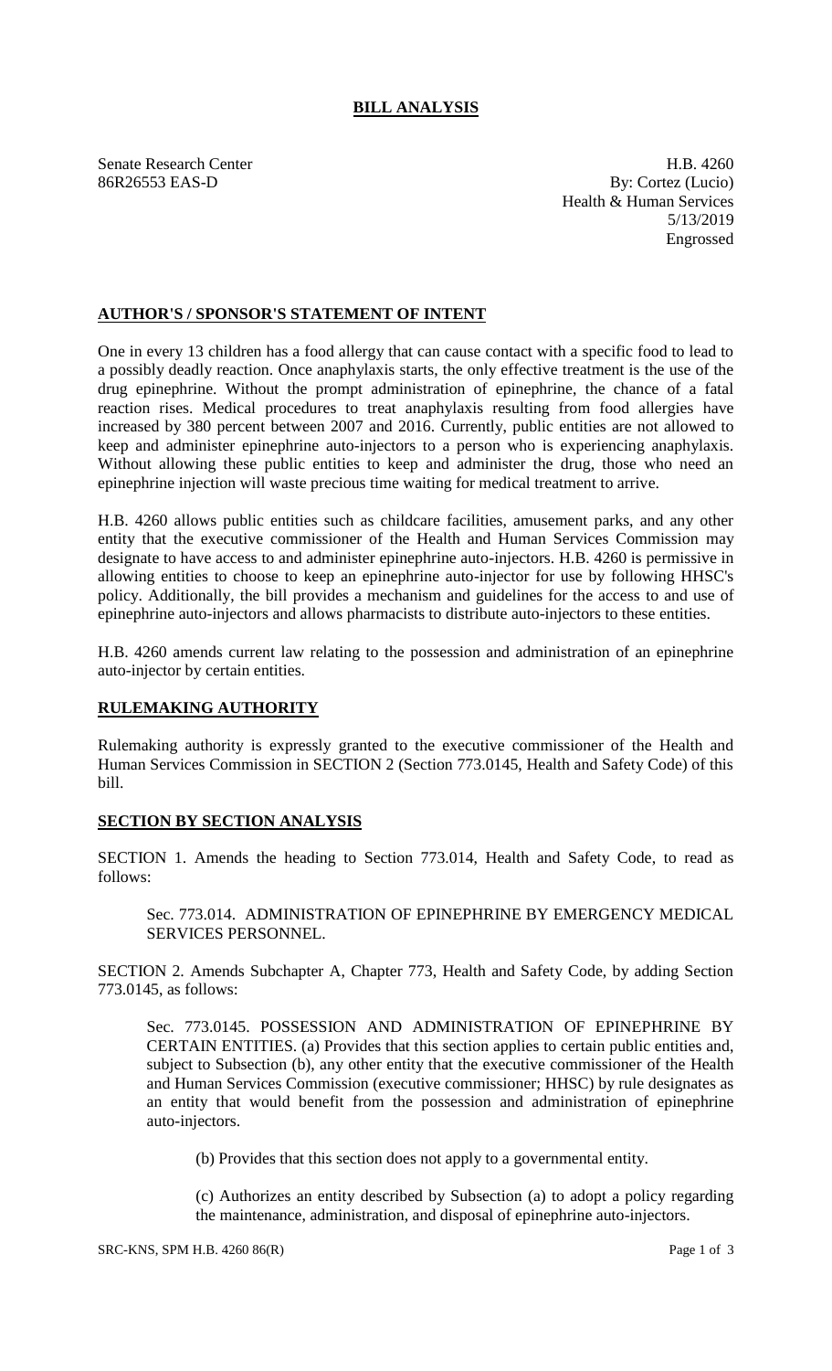# BILL ANALYSIS

Senate Research Center
86R26553 EAS-D

H.B. 4260
By: Cortez (Lucio)
Health & Human Services
5/13/2019
Engrossed

## AUTHOR'S / SPONSOR'S STATEMENT OF INTENT

One in every 13 children has a food allergy that can cause contact with a specific food to lead to a possibly deadly reaction. Once anaphylaxis starts, the only effective treatment is the use of the drug epinephrine. Without the prompt administration of epinephrine, the chance of a fatal reaction rises. Medical procedures to treat anaphylaxis resulting from food allergies have increased by 380 percent between 2007 and 2016. Currently, public entities are not allowed to keep and administer epinephrine auto-injectors to a person who is experiencing anaphylaxis. Without allowing these public entities to keep and administer the drug, those who need an epinephrine injection will waste precious time waiting for medical treatment to arrive.

H.B. 4260 allows public entities such as childcare facilities, amusement parks, and any other entity that the executive commissioner of the Health and Human Services Commission may designate to have access to and administer epinephrine auto-injectors. H.B. 4260 is permissive in allowing entities to choose to keep an epinephrine auto-injector for use by following HHSC's policy. Additionally, the bill provides a mechanism and guidelines for the access to and use of epinephrine auto-injectors and allows pharmacists to distribute auto-injectors to these entities.

H.B. 4260 amends current law relating to the possession and administration of an epinephrine auto-injector by certain entities.

## RULEMAKING AUTHORITY

Rulemaking authority is expressly granted to the executive commissioner of the Health and Human Services Commission in SECTION 2 (Section 773.0145, Health and Safety Code) of this bill.

## SECTION BY SECTION ANALYSIS

SECTION 1. Amends the heading to Section 773.014, Health and Safety Code, to read as follows:

Sec. 773.014. ADMINISTRATION OF EPINEPHRINE BY EMERGENCY MEDICAL SERVICES PERSONNEL.

SECTION 2. Amends Subchapter A, Chapter 773, Health and Safety Code, by adding Section 773.0145, as follows:

Sec. 773.0145. POSSESSION AND ADMINISTRATION OF EPINEPHRINE BY CERTAIN ENTITIES. (a) Provides that this section applies to certain public entities and, subject to Subsection (b), any other entity that the executive commissioner of the Health and Human Services Commission (executive commissioner; HHSC) by rule designates as an entity that would benefit from the possession and administration of epinephrine auto-injectors.

(b) Provides that this section does not apply to a governmental entity.

(c) Authorizes an entity described by Subsection (a) to adopt a policy regarding the maintenance, administration, and disposal of epinephrine auto-injectors.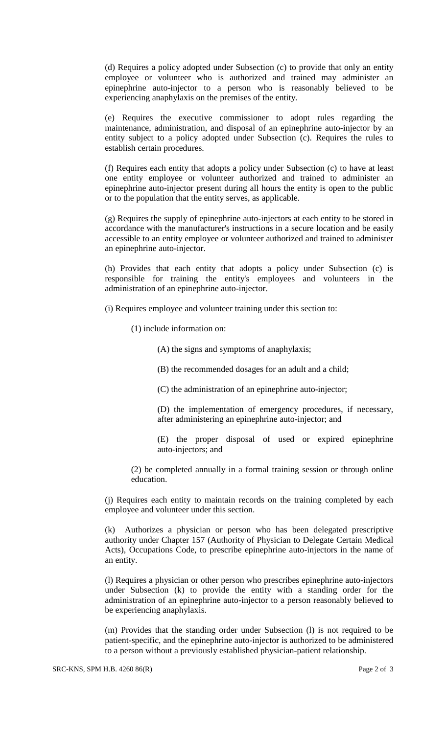(d) Requires a policy adopted under Subsection (c) to provide that only an entity employee or volunteer who is authorized and trained may administer an epinephrine auto-injector to a person who is reasonably believed to be experiencing anaphylaxis on the premises of the entity.

(e) Requires the executive commissioner to adopt rules regarding the maintenance, administration, and disposal of an epinephrine auto-injector by an entity subject to a policy adopted under Subsection (c). Requires the rules to establish certain procedures.

(f) Requires each entity that adopts a policy under Subsection (c) to have at least one entity employee or volunteer authorized and trained to administer an epinephrine auto-injector present during all hours the entity is open to the public or to the population that the entity serves, as applicable.

(g) Requires the supply of epinephrine auto-injectors at each entity to be stored in accordance with the manufacturer's instructions in a secure location and be easily accessible to an entity employee or volunteer authorized and trained to administer an epinephrine auto-injector.

(h) Provides that each entity that adopts a policy under Subsection (c) is responsible for training the entity's employees and volunteers in the administration of an epinephrine auto-injector.

(i) Requires employee and volunteer training under this section to:

(1) include information on:

(A) the signs and symptoms of anaphylaxis;

(B) the recommended dosages for an adult and a child;

(C) the administration of an epinephrine auto-injector;

(D) the implementation of emergency procedures, if necessary, after administering an epinephrine auto-injector; and

(E) the proper disposal of used or expired epinephrine auto-injectors; and

(2) be completed annually in a formal training session or through online education.

(j) Requires each entity to maintain records on the training completed by each employee and volunteer under this section.

(k) Authorizes a physician or person who has been delegated prescriptive authority under Chapter 157 (Authority of Physician to Delegate Certain Medical Acts), Occupations Code, to prescribe epinephrine auto-injectors in the name of an entity.

(l) Requires a physician or other person who prescribes epinephrine auto-injectors under Subsection (k) to provide the entity with a standing order for the administration of an epinephrine auto-injector to a person reasonably believed to be experiencing anaphylaxis.

(m) Provides that the standing order under Subsection (l) is not required to be patient-specific, and the epinephrine auto-injector is authorized to be administered to a person without a previously established physician-patient relationship.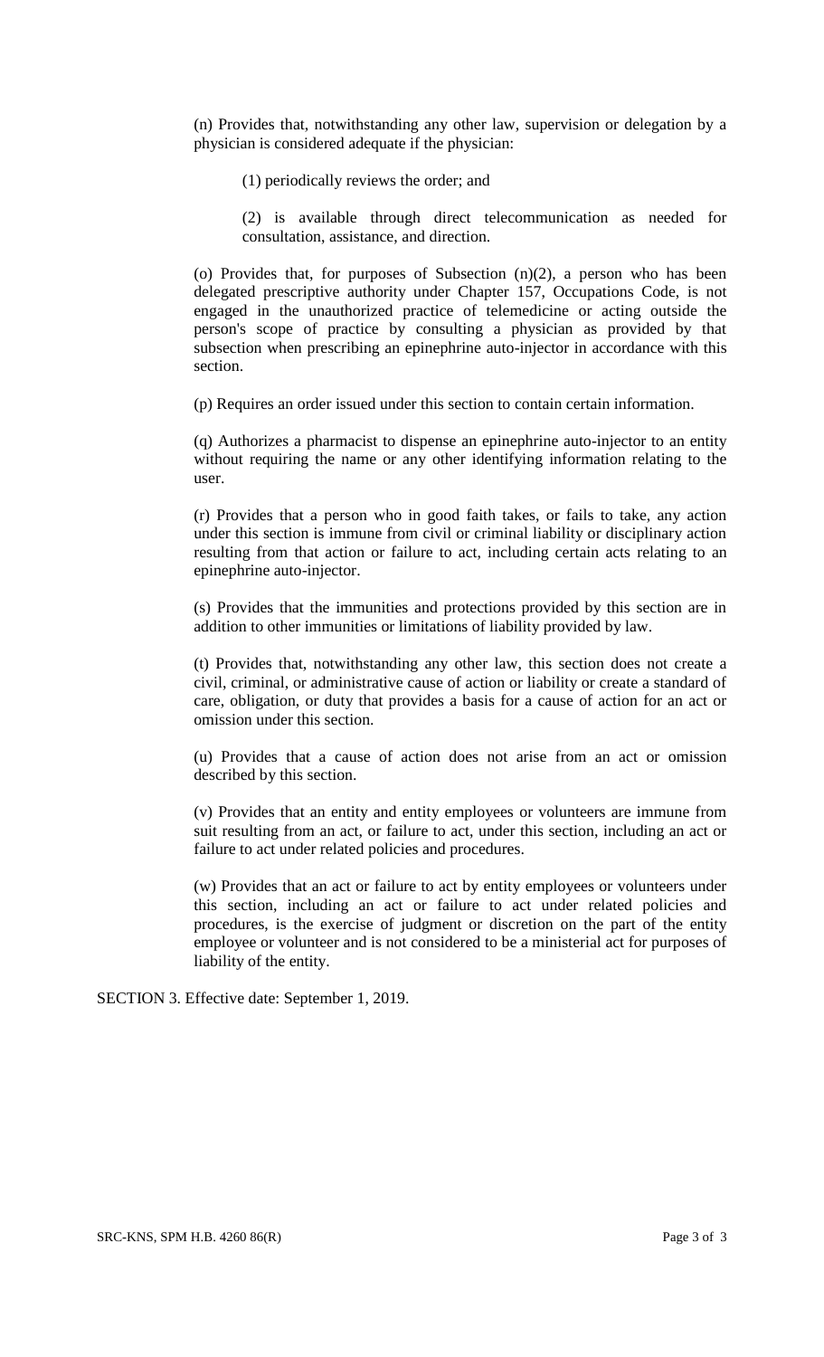(n) Provides that, notwithstanding any other law, supervision or delegation by a physician is considered adequate if the physician:

(1) periodically reviews the order; and

(2) is available through direct telecommunication as needed for consultation, assistance, and direction.

(o) Provides that, for purposes of Subsection (n)(2), a person who has been delegated prescriptive authority under Chapter 157, Occupations Code, is not engaged in the unauthorized practice of telemedicine or acting outside the person's scope of practice by consulting a physician as provided by that subsection when prescribing an epinephrine auto-injector in accordance with this section.

(p) Requires an order issued under this section to contain certain information.

(q) Authorizes a pharmacist to dispense an epinephrine auto-injector to an entity without requiring the name or any other identifying information relating to the user.

(r) Provides that a person who in good faith takes, or fails to take, any action under this section is immune from civil or criminal liability or disciplinary action resulting from that action or failure to act, including certain acts relating to an epinephrine auto-injector.

(s) Provides that the immunities and protections provided by this section are in addition to other immunities or limitations of liability provided by law.

(t) Provides that, notwithstanding any other law, this section does not create a civil, criminal, or administrative cause of action or liability or create a standard of care, obligation, or duty that provides a basis for a cause of action for an act or omission under this section.

(u) Provides that a cause of action does not arise from an act or omission described by this section.

(v) Provides that an entity and entity employees or volunteers are immune from suit resulting from an act, or failure to act, under this section, including an act or failure to act under related policies and procedures.

(w) Provides that an act or failure to act by entity employees or volunteers under this section, including an act or failure to act under related policies and procedures, is the exercise of judgment or discretion on the part of the entity employee or volunteer and is not considered to be a ministerial act for purposes of liability of the entity.

SECTION 3. Effective date: September 1, 2019.